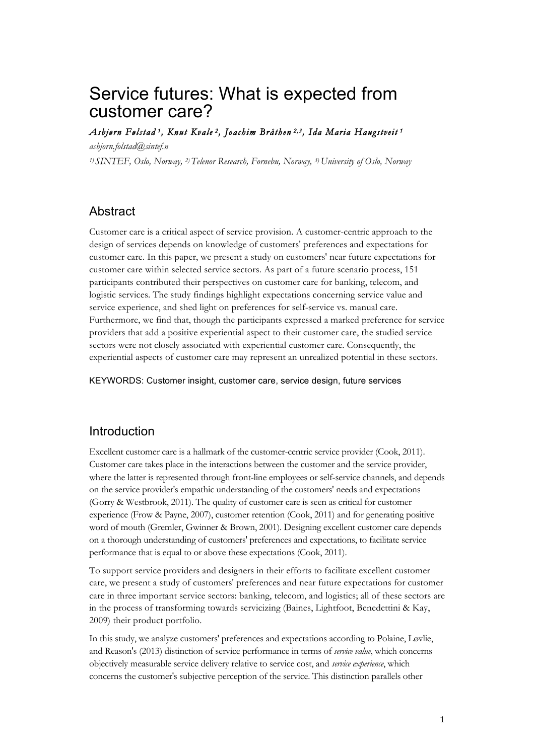# Service futures: What is expected from customer care?

*Asbjørn Følstad [1], Knut Kvale [2], Joachim Bråthen [2,3], Ida Maria Haugstveit [1]*

*asbjorn.folstad@sintef.n*

*[1] SINTEF, Oslo, Norway, [2] Telenor Research, Fornebu, Norway, [3] University of Oslo, Norway*

## Abstract

Customer care is a critical aspect of service provision. A customer-centric approach to the design of services depends on knowledge of customers' preferences and expectations for customer care. In this paper, we present a study on customers' near future expectations for customer care within selected service sectors. As part of a future scenario process, 151 participants contributed their perspectives on customer care for banking, telecom, and logistic services. The study findings highlight expectations concerning service value and service experience, and shed light on preferences for self-service vs. manual care. Furthermore, we find that, though the participants expressed a marked preference for service providers that add a positive experiential aspect to their customer care, the studied service sectors were not closely associated with experiential customer care. Consequently, the experiential aspects of customer care may represent an unrealized potential in these sectors.

KEYWORDS: Customer insight, customer care, service design, future services

## Introduction

Excellent customer care is a hallmark of the customer-centric service provider (Cook, 2011). Customer care takes place in the interactions between the customer and the service provider, where the latter is represented through front-line employees or self-service channels, and depends on the service provider's empathic understanding of the customers' needs and expectations (Gorry & Westbrook, 2011). The quality of customer care is seen as critical for customer experience (Frow & Payne, 2007), customer retention (Cook, 2011) and for generating positive word of mouth (Gremler, Gwinner & Brown, 2001). Designing excellent customer care depends on a thorough understanding of customers' preferences and expectations, to facilitate service performance that is equal to or above these expectations (Cook, 2011).

To support service providers and designers in their efforts to facilitate excellent customer care, we present a study of customers' preferences and near future expectations for customer care in three important service sectors: banking, telecom, and logistics; all of these sectors are in the process of transforming towards servicizing (Baines, Lightfoot, Benedettini & Kay, 2009) their product portfolio.

In this study, we analyze customers' preferences and expectations according to Polaine, Løvlie, and Reason's (2013) distinction of service performance in terms of *service value*, which concerns objectively measurable service delivery relative to service cost, and *service experience*, which concerns the customer's subjective perception of the service. This distinction parallels other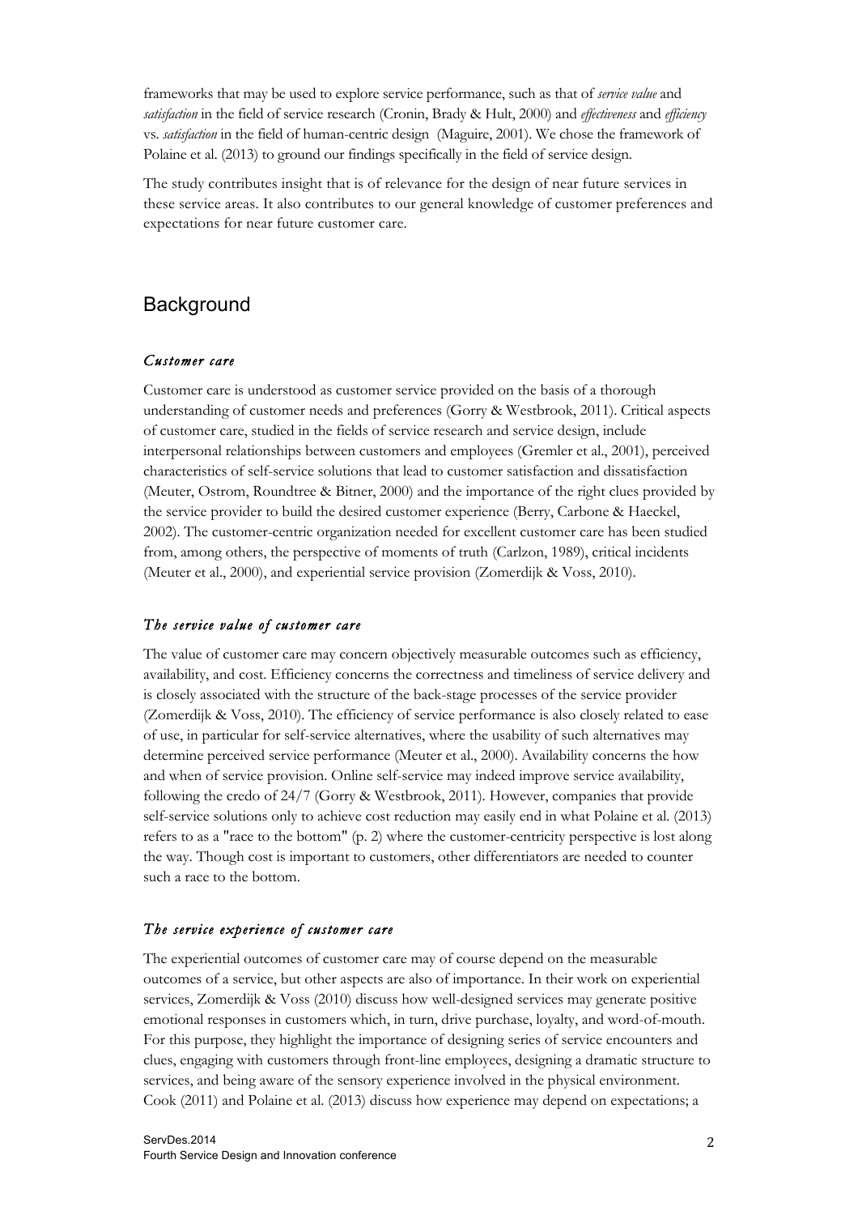frameworks that may be used to explore service performance, such as that of *service value* and *satisfaction* in the field of service research (Cronin, Brady & Hult, 2000) and *effectiveness* and *efficiency* vs. *satisfaction* in the field of human-centric design (Maguire, 2001). We chose the framework of Polaine et al. (2013) to ground our findings specifically in the field of service design.

The study contributes insight that is of relevance for the design of near future services in these service areas. It also contributes to our general knowledge of customer preferences and expectations for near future customer care.

## Background

### *Customer care*

Customer care is understood as customer service provided on the basis of a thorough understanding of customer needs and preferences (Gorry & Westbrook, 2011). Critical aspects of customer care, studied in the fields of service research and service design, include interpersonal relationships between customers and employees (Gremler et al., 2001), perceived characteristics of self-service solutions that lead to customer satisfaction and dissatisfaction (Meuter, Ostrom, Roundtree & Bitner, 2000) and the importance of the right clues provided by the service provider to build the desired customer experience (Berry, Carbone & Haeckel, 2002). The customer-centric organization needed for excellent customer care has been studied from, among others, the perspective of moments of truth (Carlzon, 1989), critical incidents (Meuter et al., 2000), and experiential service provision (Zomerdijk & Voss, 2010).

### *The service value of customer care*

The value of customer care may concern objectively measurable outcomes such as efficiency, availability, and cost. Efficiency concerns the correctness and timeliness of service delivery and is closely associated with the structure of the back-stage processes of the service provider (Zomerdijk & Voss, 2010). The efficiency of service performance is also closely related to ease of use, in particular for self-service alternatives, where the usability of such alternatives may determine perceived service performance (Meuter et al., 2000). Availability concerns the how and when of service provision. Online self-service may indeed improve service availability, following the credo of 24/7 (Gorry & Westbrook, 2011). However, companies that provide self-service solutions only to achieve cost reduction may easily end in what Polaine et al. (2013) refers to as a "race to the bottom" (p. 2) where the customer-centricity perspective is lost along the way. Though cost is important to customers, other differentiators are needed to counter such a race to the bottom.

### *The service experience of customer care*

The experiential outcomes of customer care may of course depend on the measurable outcomes of a service, but other aspects are also of importance. In their work on experiential services, Zomerdijk & Voss (2010) discuss how well-designed services may generate positive emotional responses in customers which, in turn, drive purchase, loyalty, and word-of-mouth. For this purpose, they highlight the importance of designing series of service encounters and clues, engaging with customers through front-line employees, designing a dramatic structure to services, and being aware of the sensory experience involved in the physical environment. Cook (2011) and Polaine et al. (2013) discuss how experience may depend on expectations; a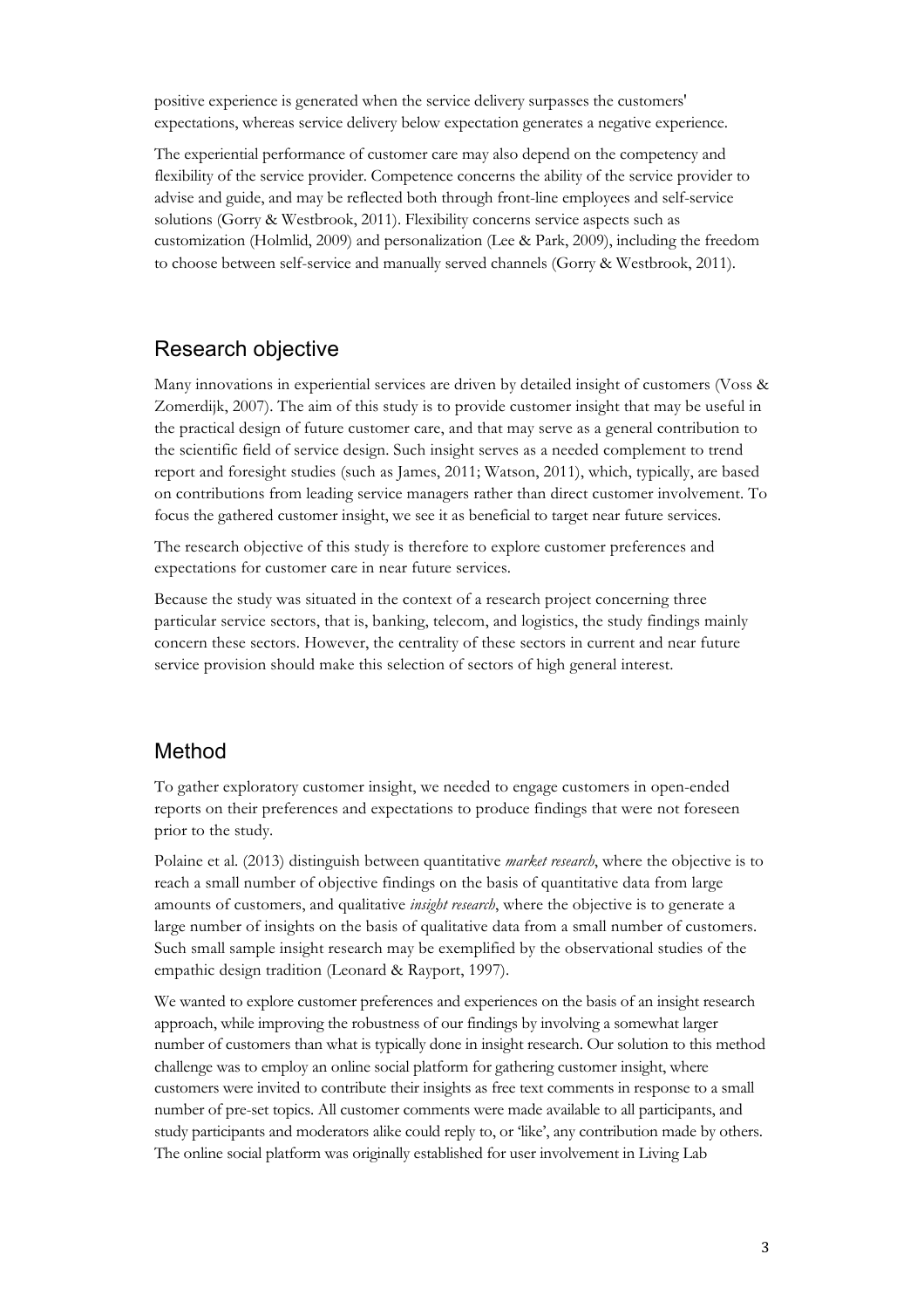positive experience is generated when the service delivery surpasses the customers' expectations, whereas service delivery below expectation generates a negative experience.

The experiential performance of customer care may also depend on the competency and flexibility of the service provider. Competence concerns the ability of the service provider to advise and guide, and may be reflected both through front-line employees and self-service solutions (Gorry & Westbrook, 2011). Flexibility concerns service aspects such as customization (Holmlid, 2009) and personalization (Lee & Park, 2009), including the freedom to choose between self-service and manually served channels (Gorry & Westbrook, 2011).

## Research objective

Many innovations in experiential services are driven by detailed insight of customers (Voss & Zomerdijk, 2007). The aim of this study is to provide customer insight that may be useful in the practical design of future customer care, and that may serve as a general contribution to the scientific field of service design. Such insight serves as a needed complement to trend report and foresight studies (such as James, 2011; Watson, 2011), which, typically, are based on contributions from leading service managers rather than direct customer involvement. To focus the gathered customer insight, we see it as beneficial to target near future services.

The research objective of this study is therefore to explore customer preferences and expectations for customer care in near future services.

Because the study was situated in the context of a research project concerning three particular service sectors, that is, banking, telecom, and logistics, the study findings mainly concern these sectors. However, the centrality of these sectors in current and near future service provision should make this selection of sectors of high general interest.

## Method

To gather exploratory customer insight, we needed to engage customers in open-ended reports on their preferences and expectations to produce findings that were not foreseen prior to the study.

Polaine et al. (2013) distinguish between quantitative *market research*, where the objective is to reach a small number of objective findings on the basis of quantitative data from large amounts of customers, and qualitative *insight research*, where the objective is to generate a large number of insights on the basis of qualitative data from a small number of customers. Such small sample insight research may be exemplified by the observational studies of the empathic design tradition (Leonard & Rayport, 1997).

We wanted to explore customer preferences and experiences on the basis of an insight research approach, while improving the robustness of our findings by involving a somewhat larger number of customers than what is typically done in insight research. Our solution to this method challenge was to employ an online social platform for gathering customer insight, where customers were invited to contribute their insights as free text comments in response to a small number of pre-set topics. All customer comments were made available to all participants, and study participants and moderators alike could reply to, or 'like', any contribution made by others. The online social platform was originally established for user involvement in Living Lab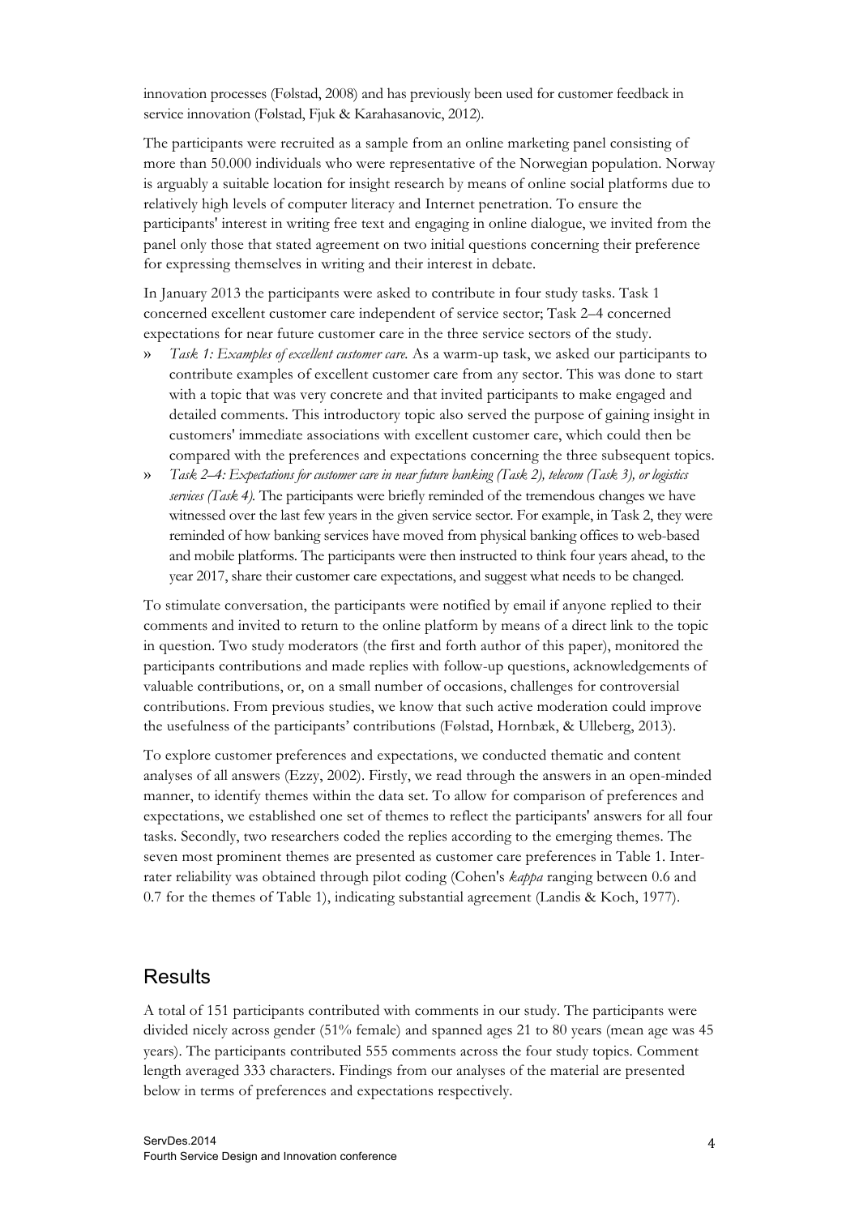innovation processes (Følstad, 2008) and has previously been used for customer feedback in service innovation (Følstad, Fjuk & Karahasanovic, 2012).

The participants were recruited as a sample from an online marketing panel consisting of more than 50.000 individuals who were representative of the Norwegian population. Norway is arguably a suitable location for insight research by means of online social platforms due to relatively high levels of computer literacy and Internet penetration. To ensure the participants' interest in writing free text and engaging in online dialogue, we invited from the panel only those that stated agreement on two initial questions concerning their preference for expressing themselves in writing and their interest in debate.

In January 2013 the participants were asked to contribute in four study tasks. Task 1 concerned excellent customer care independent of service sector; Task 2–4 concerned expectations for near future customer care in the three service sectors of the study.

- *Task 1: Examples of excellent customer care.* As a warm-up task, we asked our participants to contribute examples of excellent customer care from any sector. This was done to start with a topic that was very concrete and that invited participants to make engaged and detailed comments. This introductory topic also served the purpose of gaining insight in customers' immediate associations with excellent customer care, which could then be compared with the preferences and expectations concerning the three subsequent topics.
- *Task 2–4: Expectations for customer care in near future banking (Task 2), telecom (Task 3), or logistics services (Task 4).* The participants were briefly reminded of the tremendous changes we have witnessed over the last few years in the given service sector. For example, in Task 2, they were reminded of how banking services have moved from physical banking offices to web-based and mobile platforms. The participants were then instructed to think four years ahead, to the year 2017, share their customer care expectations, and suggest what needs to be changed.

To stimulate conversation, the participants were notified by email if anyone replied to their comments and invited to return to the online platform by means of a direct link to the topic in question. Two study moderators (the first and forth author of this paper), monitored the participants contributions and made replies with follow-up questions, acknowledgements of valuable contributions, or, on a small number of occasions, challenges for controversial contributions. From previous studies, we know that such active moderation could improve the usefulness of the participants' contributions (Følstad, Hornbæk, & Ulleberg, 2013).

To explore customer preferences and expectations, we conducted thematic and content analyses of all answers (Ezzy, 2002). Firstly, we read through the answers in an open-minded manner, to identify themes within the data set. To allow for comparison of preferences and expectations, we established one set of themes to reflect the participants' answers for all four tasks. Secondly, two researchers coded the replies according to the emerging themes. The seven most prominent themes are presented as customer care preferences in Table 1. Inter-rater reliability was obtained through pilot coding (Cohen's *kappa* ranging between 0.6 and 0.7 for the themes of Table 1), indicating substantial agreement (Landis & Koch, 1977).

## Results

A total of 151 participants contributed with comments in our study. The participants were divided nicely across gender (51% female) and spanned ages 21 to 80 years (mean age was 45 years). The participants contributed 555 comments across the four study topics. Comment length averaged 333 characters. Findings from our analyses of the material are presented below in terms of preferences and expectations respectively.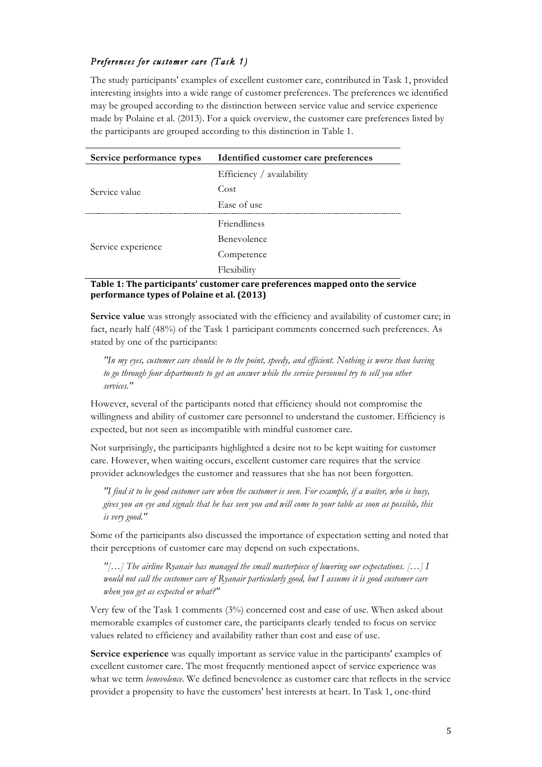### *Preferences for customer care (Task 1)*

The study participants' examples of excellent customer care, contributed in Task 1, provided interesting insights into a wide range of customer preferences. The preferences we identified may be grouped according to the distinction between service value and service experience made by Polaine et al. (2013). For a quick overview, the customer care preferences listed by the participants are grouped according to this distinction in Table 1.

| Service performance types | Identified customer care preferences |
| --- | --- |
| Service value | Efficiency / availability |
| | Cost |
| | Ease of use |
| Service experience | Friendliness |
| | Benevolence |
| | Competence |
| | Flexibility |

**Table 1: The participants' customer care preferences mapped onto the service performance types of Polaine et al. (2013)**

**Service value** was strongly associated with the efficiency and availability of customer care; in fact, nearly half (48%) of the Task 1 participant comments concerned such preferences. As stated by one of the participants:

> *"In my eyes, customer care should be to the point, speedy, and efficient. Nothing is worse than having to go through four departments to get an answer while the service personnel try to sell you other services."*

However, several of the participants noted that efficiency should not compromise the willingness and ability of customer care personnel to understand the customer. Efficiency is expected, but not seen as incompatible with mindful customer care.

Not surprisingly, the participants highlighted a desire not to be kept waiting for customer care. However, when waiting occurs, excellent customer care requires that the service provider acknowledges the customer and reassures that she has not been forgotten.

> *"I find it to be good customer care when the customer is seen. For example, if a waiter, who is busy, gives you an eye and signals that he has seen you and will come to your table as soon as possible, this is very good."*

Some of the participants also discussed the importance of expectation setting and noted that their perceptions of customer care may depend on such expectations.

> *"[…] The airline Ryanair has managed the small masterpiece of lowering our expectations. […] I would not call the customer care of Ryanair particularly good, but I assume it is good customer care when you get as expected or what?"*

Very few of the Task 1 comments (3%) concerned cost and ease of use. When asked about memorable examples of customer care, the participants clearly tended to focus on service values related to efficiency and availability rather than cost and ease of use.

**Service experience** was equally important as service value in the participants' examples of excellent customer care. The most frequently mentioned aspect of service experience was what we term *benevolence*. We defined benevolence as customer care that reflects in the service provider a propensity to have the customers' best interests at heart. In Task 1, one-third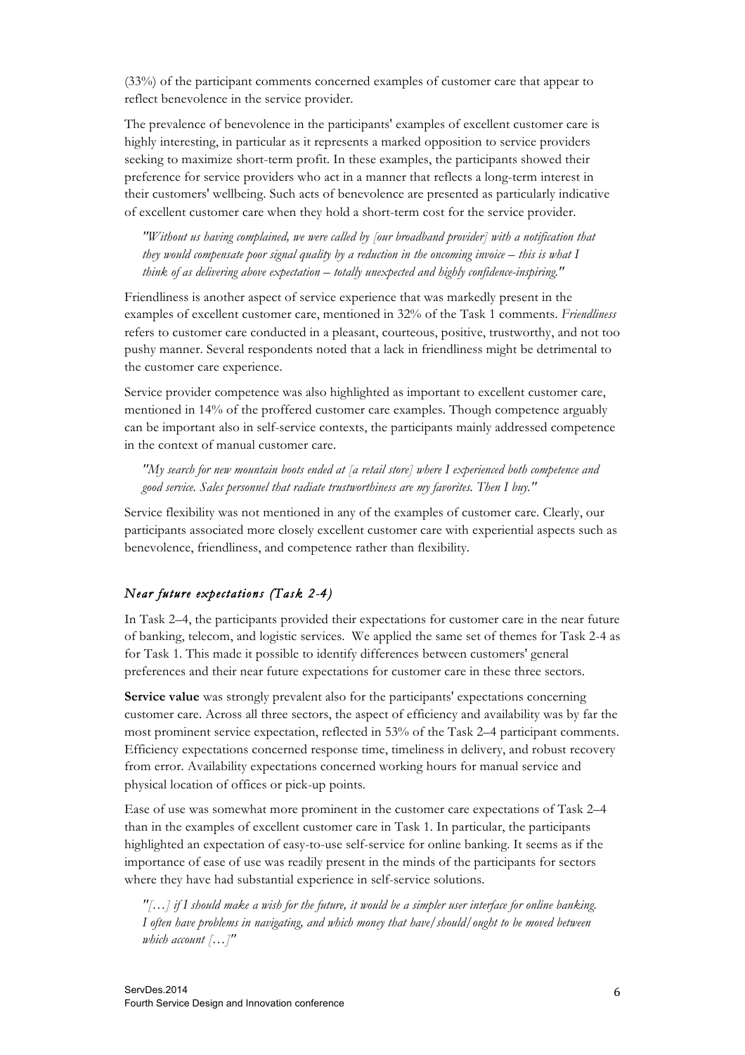(33%) of the participant comments concerned examples of customer care that appear to reflect benevolence in the service provider.

The prevalence of benevolence in the participants' examples of excellent customer care is highly interesting, in particular as it represents a marked opposition to service providers seeking to maximize short-term profit. In these examples, the participants showed their preference for service providers who act in a manner that reflects a long-term interest in their customers' wellbeing. Such acts of benevolence are presented as particularly indicative of excellent customer care when they hold a short-term cost for the service provider.

> *"Without us having complained, we were called by [our broadband provider] with a notification that they would compensate poor signal quality by a reduction in the oncoming invoice – this is what I think of as delivering above expectation – totally unexpected and highly confidence-inspiring."*

Friendliness is another aspect of service experience that was markedly present in the examples of excellent customer care, mentioned in 32% of the Task 1 comments. *Friendliness* refers to customer care conducted in a pleasant, courteous, positive, trustworthy, and not too pushy manner. Several respondents noted that a lack in friendliness might be detrimental to the customer care experience.

Service provider competence was also highlighted as important to excellent customer care, mentioned in 14% of the proffered customer care examples. Though competence arguably can be important also in self-service contexts, the participants mainly addressed competence in the context of manual customer care.

> *"My search for new mountain boots ended at [a retail store] where I experienced both competence and good service. Sales personnel that radiate trustworthiness are my favorites. Then I buy."*

Service flexibility was not mentioned in any of the examples of customer care. Clearly, our participants associated more closely excellent customer care with experiential aspects such as benevolence, friendliness, and competence rather than flexibility.

### *Near future expectations (Task 2-4)*

In Task 2–4, the participants provided their expectations for customer care in the near future of banking, telecom, and logistic services. We applied the same set of themes for Task 2-4 as for Task 1. This made it possible to identify differences between customers' general preferences and their near future expectations for customer care in these three sectors.

**Service value** was strongly prevalent also for the participants' expectations concerning customer care. Across all three sectors, the aspect of efficiency and availability was by far the most prominent service expectation, reflected in 53% of the Task 2–4 participant comments. Efficiency expectations concerned response time, timeliness in delivery, and robust recovery from error. Availability expectations concerned working hours for manual service and physical location of offices or pick-up points.

Ease of use was somewhat more prominent in the customer care expectations of Task 2–4 than in the examples of excellent customer care in Task 1. In particular, the participants highlighted an expectation of easy-to-use self-service for online banking. It seems as if the importance of ease of use was readily present in the minds of the participants for sectors where they have had substantial experience in self-service solutions.

> *"[…] if I should make a wish for the future, it would be a simpler user interface for online banking. I often have problems in navigating, and which money that have/should/ought to be moved between which account […]"*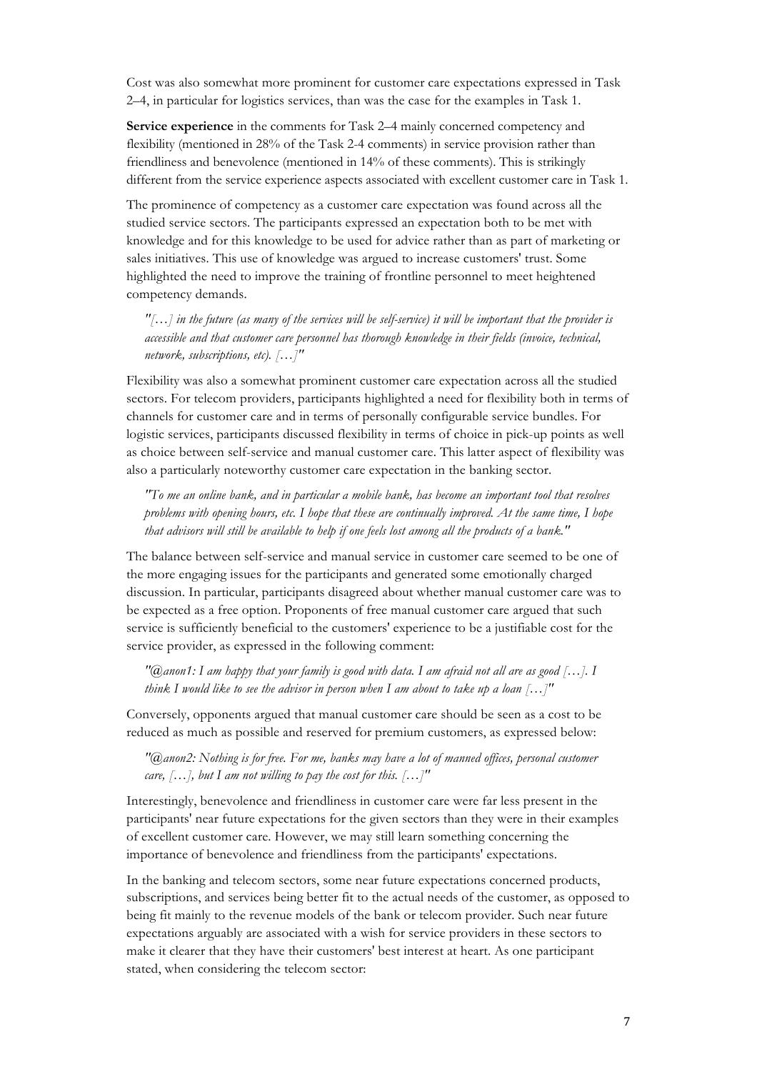Cost was also somewhat more prominent for customer care expectations expressed in Task 2–4, in particular for logistics services, than was the case for the examples in Task 1.

**Service experience** in the comments for Task 2–4 mainly concerned competency and flexibility (mentioned in 28% of the Task 2-4 comments) in service provision rather than friendliness and benevolence (mentioned in 14% of these comments). This is strikingly different from the service experience aspects associated with excellent customer care in Task 1.

The prominence of competency as a customer care expectation was found across all the studied service sectors. The participants expressed an expectation both to be met with knowledge and for this knowledge to be used for advice rather than as part of marketing or sales initiatives. This use of knowledge was argued to increase customers' trust. Some highlighted the need to improve the training of frontline personnel to meet heightened competency demands.

> *"[…] in the future (as many of the services will be self-service) it will be important that the provider is accessible and that customer care personnel has thorough knowledge in their fields (invoice, technical, network, subscriptions, etc). […]"*

Flexibility was also a somewhat prominent customer care expectation across all the studied sectors. For telecom providers, participants highlighted a need for flexibility both in terms of channels for customer care and in terms of personally configurable service bundles. For logistic services, participants discussed flexibility in terms of choice in pick-up points as well as choice between self-service and manual customer care. This latter aspect of flexibility was also a particularly noteworthy customer care expectation in the banking sector.

> *"To me an online bank, and in particular a mobile bank, has become an important tool that resolves problems with opening hours, etc. I hope that these are continually improved. At the same time, I hope that advisors will still be available to help if one feels lost among all the products of a bank."*

The balance between self-service and manual service in customer care seemed to be one of the more engaging issues for the participants and generated some emotionally charged discussion. In particular, participants disagreed about whether manual customer care was to be expected as a free option. Proponents of free manual customer care argued that such service is sufficiently beneficial to the customers' experience to be a justifiable cost for the service provider, as expressed in the following comment:

> *"@anon1: I am happy that your family is good with data. I am afraid not all are as good […]. I think I would like to see the advisor in person when I am about to take up a loan […]"*

Conversely, opponents argued that manual customer care should be seen as a cost to be reduced as much as possible and reserved for premium customers, as expressed below:

> *"@anon2: Nothing is for free. For me, banks may have a lot of manned offices, personal customer care, […], but I am not willing to pay the cost for this. […]"*

Interestingly, benevolence and friendliness in customer care were far less present in the participants' near future expectations for the given sectors than they were in their examples of excellent customer care. However, we may still learn something concerning the importance of benevolence and friendliness from the participants' expectations.

In the banking and telecom sectors, some near future expectations concerned products, subscriptions, and services being better fit to the actual needs of the customer, as opposed to being fit mainly to the revenue models of the bank or telecom provider. Such near future expectations arguably are associated with a wish for service providers in these sectors to make it clearer that they have their customers' best interest at heart. As one participant stated, when considering the telecom sector: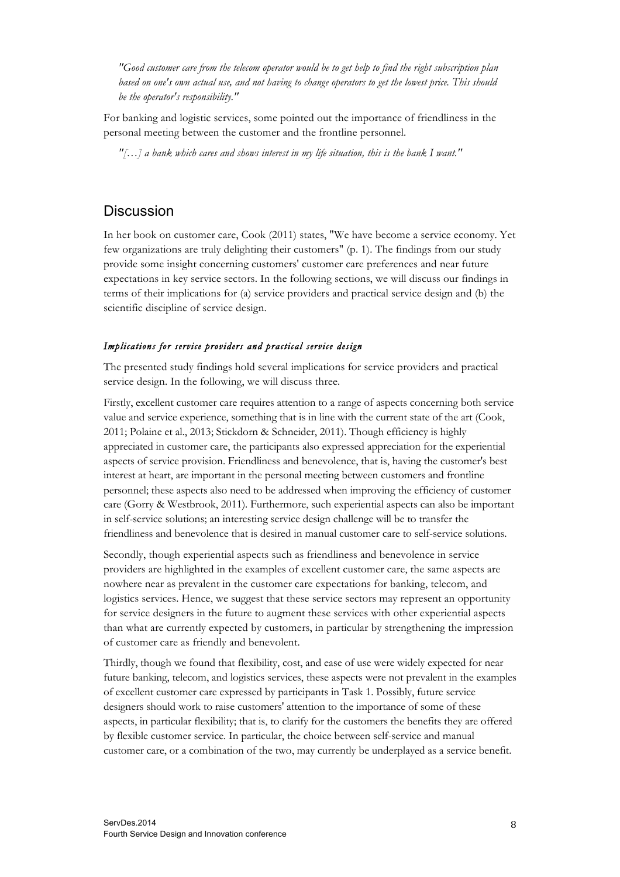*"Good customer care from the telecom operator would be to get help to find the right subscription plan based on one's own actual use, and not having to change operators to get the lowest price. This should be the operator's responsibility."*

For banking and logistic services, some pointed out the importance of friendliness in the personal meeting between the customer and the frontline personnel.

*"[…] a bank which cares and shows interest in my life situation, this is the bank I want."*

## Discussion

In her book on customer care, Cook (2011) states, "We have become a service economy. Yet few organizations are truly delighting their customers" (p. 1). The findings from our study provide some insight concerning customers' customer care preferences and near future expectations in key service sectors. In the following sections, we will discuss our findings in terms of their implications for (a) service providers and practical service design and (b) the scientific discipline of service design.

### *Implications for service providers and practical service design*

The presented study findings hold several implications for service providers and practical service design. In the following, we will discuss three.

Firstly, excellent customer care requires attention to a range of aspects concerning both service value and service experience, something that is in line with the current state of the art (Cook, 2011; Polaine et al., 2013; Stickdorn & Schneider, 2011). Though efficiency is highly appreciated in customer care, the participants also expressed appreciation for the experiential aspects of service provision. Friendliness and benevolence, that is, having the customer's best interest at heart, are important in the personal meeting between customers and frontline personnel; these aspects also need to be addressed when improving the efficiency of customer care (Gorry & Westbrook, 2011). Furthermore, such experiential aspects can also be important in self-service solutions; an interesting service design challenge will be to transfer the friendliness and benevolence that is desired in manual customer care to self-service solutions.

Secondly, though experiential aspects such as friendliness and benevolence in service providers are highlighted in the examples of excellent customer care, the same aspects are nowhere near as prevalent in the customer care expectations for banking, telecom, and logistics services. Hence, we suggest that these service sectors may represent an opportunity for service designers in the future to augment these services with other experiential aspects than what are currently expected by customers, in particular by strengthening the impression of customer care as friendly and benevolent.

Thirdly, though we found that flexibility, cost, and ease of use were widely expected for near future banking, telecom, and logistics services, these aspects were not prevalent in the examples of excellent customer care expressed by participants in Task 1. Possibly, future service designers should work to raise customers' attention to the importance of some of these aspects, in particular flexibility; that is, to clarify for the customers the benefits they are offered by flexible customer service. In particular, the choice between self-service and manual customer care, or a combination of the two, may currently be underplayed as a service benefit.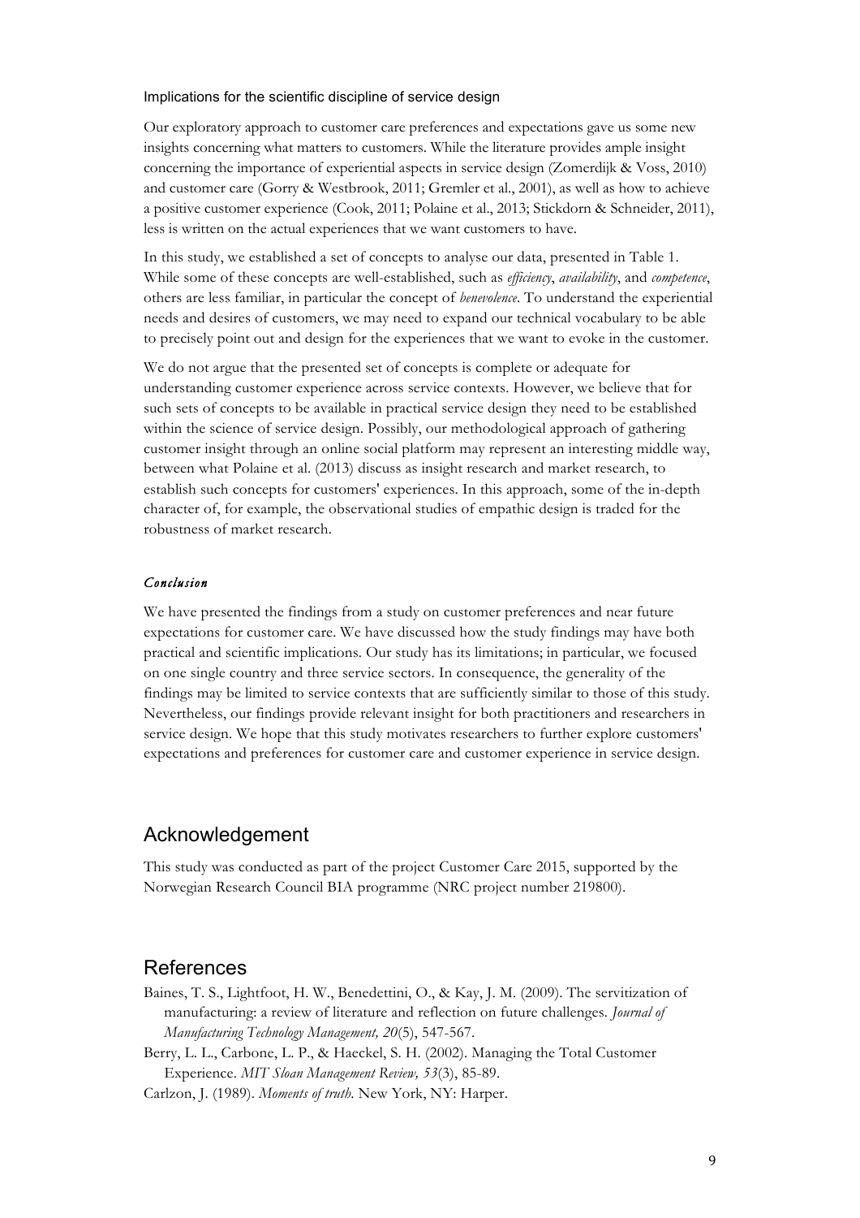### Implications for the scientific discipline of service design

Our exploratory approach to customer care preferences and expectations gave us some new insights concerning what matters to customers. While the literature provides ample insight concerning the importance of experiential aspects in service design (Zomerdijk & Voss, 2010) and customer care (Gorry & Westbrook, 2011; Gremler et al., 2001), as well as how to achieve a positive customer experience (Cook, 2011; Polaine et al., 2013; Stickdorn & Schneider, 2011), less is written on the actual experiences that we want customers to have.

In this study, we established a set of concepts to analyse our data, presented in Table 1. While some of these concepts are well-established, such as *efficiency*, *availability*, and *competence*, others are less familiar, in particular the concept of *benevolence*. To understand the experiential needs and desires of customers, we may need to expand our technical vocabulary to be able to precisely point out and design for the experiences that we want to evoke in the customer.

We do not argue that the presented set of concepts is complete or adequate for understanding customer experience across service contexts. However, we believe that for such sets of concepts to be available in practical service design they need to be established within the science of service design. Possibly, our methodological approach of gathering customer insight through an online social platform may represent an interesting middle way, between what Polaine et al. (2013) discuss as insight research and market research, to establish such concepts for customers' experiences. In this approach, some of the in-depth character of, for example, the observational studies of empathic design is traded for the robustness of market research.

### *Conclusion*

We have presented the findings from a study on customer preferences and near future expectations for customer care. We have discussed how the study findings may have both practical and scientific implications. Our study has its limitations; in particular, we focused on one single country and three service sectors. In consequence, the generality of the findings may be limited to service contexts that are sufficiently similar to those of this study. Nevertheless, our findings provide relevant insight for both practitioners and researchers in service design. We hope that this study motivates researchers to further explore customers' expectations and preferences for customer care and customer experience in service design.

## Acknowledgement

This study was conducted as part of the project Customer Care 2015, supported by the Norwegian Research Council BIA programme (NRC project number 219800).

## References

Baines, T. S., Lightfoot, H. W., Benedettini, O., & Kay, J. M. (2009). The servitization of manufacturing: a review of literature and reflection on future challenges. *Journal of Manufacturing Technology Management, 20*(5), 547-567.

Berry, L. L., Carbone, L. P., & Haeckel, S. H. (2002). Managing the Total Customer Experience. *MIT Sloan Management Review, 53*(3), 85-89.

Carlzon, J. (1989). *Moments of truth*. New York, NY: Harper.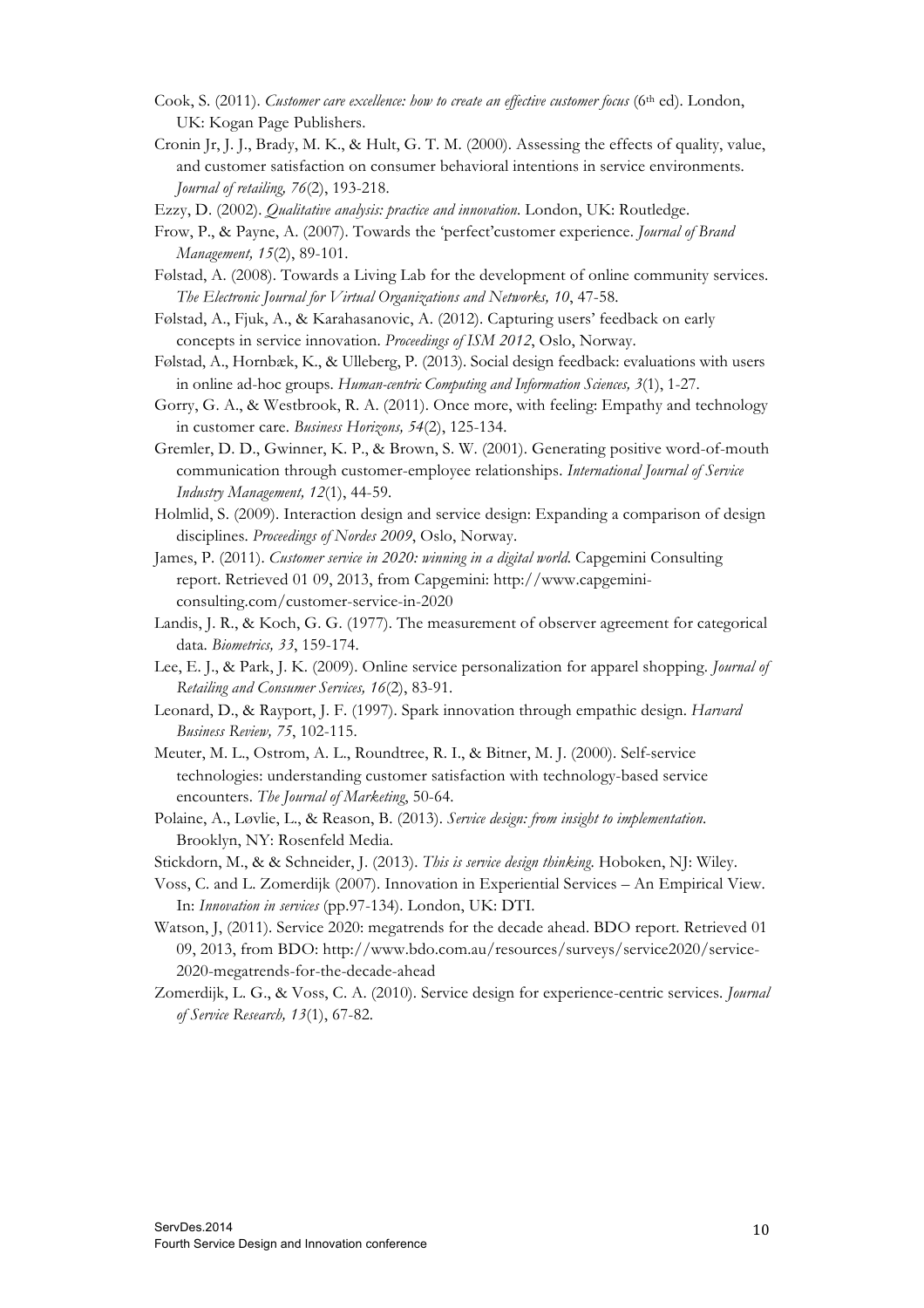Cook, S. (2011). *Customer care excellence: how to create an effective customer focus* (6th ed). London, UK: Kogan Page Publishers.

Cronin Jr, J. J., Brady, M. K., & Hult, G. T. M. (2000). Assessing the effects of quality, value, and customer satisfaction on consumer behavioral intentions in service environments. *Journal of retailing, 76*(2), 193-218.

Ezzy, D. (2002). *Qualitative analysis: practice and innovation*. London, UK: Routledge.

Frow, P., & Payne, A. (2007). Towards the 'perfect'customer experience. *Journal of Brand Management, 15*(2), 89-101.

Følstad, A. (2008). Towards a Living Lab for the development of online community services. *The Electronic Journal for Virtual Organizations and Networks, 10*, 47-58.

Følstad, A., Fjuk, A., & Karahasanovic, A. (2012). Capturing users' feedback on early concepts in service innovation. *Proceedings of ISM 2012*, Oslo, Norway.

Følstad, A., Hornbæk, K., & Ulleberg, P. (2013). Social design feedback: evaluations with users in online ad-hoc groups. *Human-centric Computing and Information Sciences, 3*(1), 1-27.

Gorry, G. A., & Westbrook, R. A. (2011). Once more, with feeling: Empathy and technology in customer care. *Business Horizons, 54*(2), 125-134.

Gremler, D. D., Gwinner, K. P., & Brown, S. W. (2001). Generating positive word-of-mouth communication through customer-employee relationships. *International Journal of Service Industry Management, 12*(1), 44-59.

Holmlid, S. (2009). Interaction design and service design: Expanding a comparison of design disciplines. *Proceedings of Nordes 2009*, Oslo, Norway.

James, P. (2011). *Customer service in 2020: winning in a digital world*. Capgemini Consulting report. Retrieved 01 09, 2013, from Capgemini: http://www.capgemini-consulting.com/customer-service-in-2020

Landis, J. R., & Koch, G. G. (1977). The measurement of observer agreement for categorical data. *Biometrics, 33*, 159-174.

Lee, E. J., & Park, J. K. (2009). Online service personalization for apparel shopping. *Journal of Retailing and Consumer Services, 16*(2), 83-91.

Leonard, D., & Rayport, J. F. (1997). Spark innovation through empathic design. *Harvard Business Review, 75*, 102-115.

Meuter, M. L., Ostrom, A. L., Roundtree, R. I., & Bitner, M. J. (2000). Self-service technologies: understanding customer satisfaction with technology-based service encounters. *The Journal of Marketing*, 50-64.

Polaine, A., Løvlie, L., & Reason, B. (2013). *Service design: from insight to implementation*. Brooklyn, NY: Rosenfeld Media.

Stickdorn, M., & & Schneider, J. (2013). *This is service design thinking*. Hoboken, NJ: Wiley.

Voss, C. and L. Zomerdijk (2007). Innovation in Experiential Services – An Empirical View. In: *Innovation in services* (pp.97-134). London, UK: DTI.

Watson, J, (2011). Service 2020: megatrends for the decade ahead. BDO report. Retrieved 01 09, 2013, from BDO: http://www.bdo.com.au/resources/surveys/service2020/service-2020-megatrends-for-the-decade-ahead

Zomerdijk, L. G., & Voss, C. A. (2010). Service design for experience-centric services. *Journal of Service Research, 13*(1), 67-82.